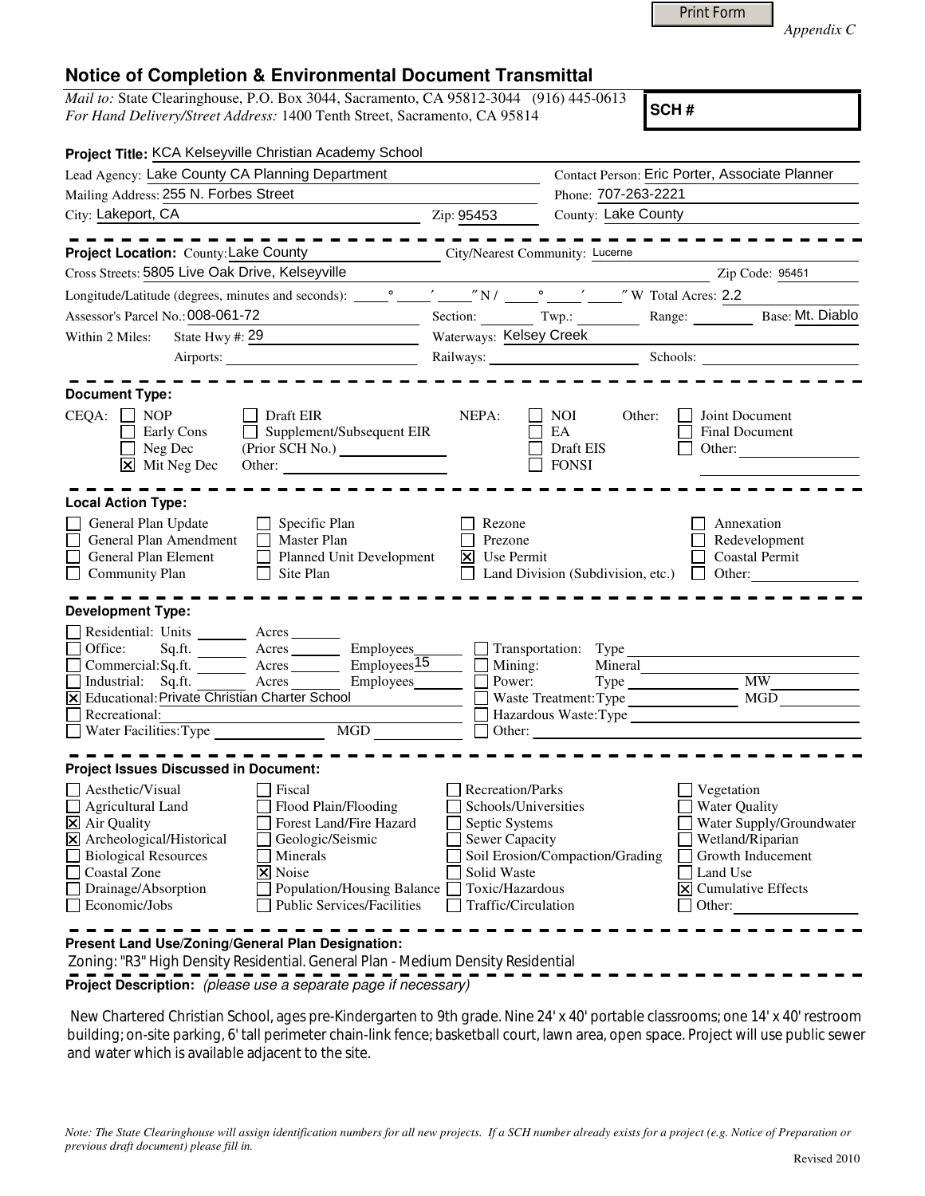Print Form

*Appendix C*

# Notice of Completion & Environmental Document Transmittal

*Mail to:* State Clearinghouse, P.O. Box 3044, Sacramento, CA 95812-3044 (916) 445-0613
*For Hand Delivery/Street Address:* 1400 Tenth Street, Sacramento, CA 95814

**SCH #**

**Project Title:** KCA Kelseyville Christian Academy School

Lead Agency: Lake County CA Planning Department
Contact Person: Eric Porter, Associate Planner
Mailing Address: 255 N. Forbes Street
Phone: 707-263-2221
City: Lakeport, CA  Zip: 95453
County: Lake County

---

**Project Location:** County: Lake County  City/Nearest Community: Lucerne
Cross Streets: 5805 Live Oak Drive, Kelseyville  Zip Code: 95451
Longitude/Latitude (degrees, minutes and seconds): ___° ___′ ___″ N / ___° ___′ ___″ W Total Acres: 2.2
Assessor's Parcel No.: 008-061-72  Section: ___ Twp.: ___ Range: ___ Base: Mt. Diablo
Within 2 Miles: State Hwy #: 29  Waterways: Kelsey Creek
Airports: ___  Railways: ___  Schools: ___

---

**Document Type:**

CEQA:
- [ ] NOP
- [ ] Early Cons
- [ ] Neg Dec
- [x] Mit Neg Dec
- [ ] Draft EIR
- [ ] Supplement/Subsequent EIR (Prior SCH No.) ___
- Other: ___

NEPA:
- [ ] NOI
- [ ] EA
- [ ] Draft EIS
- [ ] FONSI

Other:
- [ ] Joint Document
- [ ] Final Document
- [ ] Other: ___

---

**Local Action Type:**

- [ ] General Plan Update
- [ ] General Plan Amendment
- [ ] General Plan Element
- [ ] Community Plan
- [ ] Specific Plan
- [ ] Master Plan
- [ ] Planned Unit Development
- [ ] Site Plan
- [ ] Rezone
- [ ] Prezone
- [x] Use Permit
- [ ] Land Division (Subdivision, etc.)
- [ ] Annexation
- [ ] Redevelopment
- [ ] Coastal Permit
- [ ] Other: ___

---

**Development Type:**

- [ ] Residential: Units ___ Acres ___
- [ ] Office: Sq.ft. ___ Acres ___ Employees ___
- [ ] Commercial: Sq.ft. ___ Acres ___ Employees 15
- [ ] Industrial: Sq.ft. ___ Acres ___ Employees ___
- [x] Educational: Private Christian Charter School
- [ ] Recreational: ___
- [ ] Water Facilities: Type ___ MGD ___
- [ ] Transportation: Type ___
- [ ] Mining: Mineral ___
- [ ] Power: Type ___ MW ___
- [ ] Waste Treatment: Type ___ MGD ___
- [ ] Hazardous Waste: Type ___
- [ ] Other: ___

---

**Project Issues Discussed in Document:**

- [ ] Aesthetic/Visual
- [ ] Agricultural Land
- [x] Air Quality
- [x] Archeological/Historical
- [ ] Biological Resources
- [ ] Coastal Zone
- [ ] Drainage/Absorption
- [ ] Economic/Jobs
- [ ] Fiscal
- [ ] Flood Plain/Flooding
- [ ] Forest Land/Fire Hazard
- [ ] Geologic/Seismic
- [ ] Minerals
- [x] Noise
- [ ] Population/Housing Balance
- [ ] Public Services/Facilities
- [ ] Recreation/Parks
- [ ] Schools/Universities
- [ ] Septic Systems
- [ ] Sewer Capacity
- [ ] Soil Erosion/Compaction/Grading
- [ ] Solid Waste
- [ ] Toxic/Hazardous
- [ ] Traffic/Circulation
- [ ] Vegetation
- [ ] Water Quality
- [ ] Water Supply/Groundwater
- [ ] Wetland/Riparian
- [ ] Growth Inducement
- [ ] Land Use
- [x] Cumulative Effects
- [ ] Other: ___

---

**Present Land Use/Zoning/General Plan Designation:**

Zoning: "R3" High Density Residential. General Plan - Medium Density Residential

**Project Description:** *(please use a separate page if necessary)*

New Chartered Christian School, ages pre-Kindergarten to 9th grade. Nine 24' x 40' portable classrooms; one 14' x 40' restroom building; on-site parking, 6' tall perimeter chain-link fence; basketball court, lawn area, open space. Project will use public sewer and water which is available adjacent to the site.

*Note: The State Clearinghouse will assign identification numbers for all new projects. If a SCH number already exists for a project (e.g. Notice of Preparation or previous draft document) please fill in.*

Revised 2010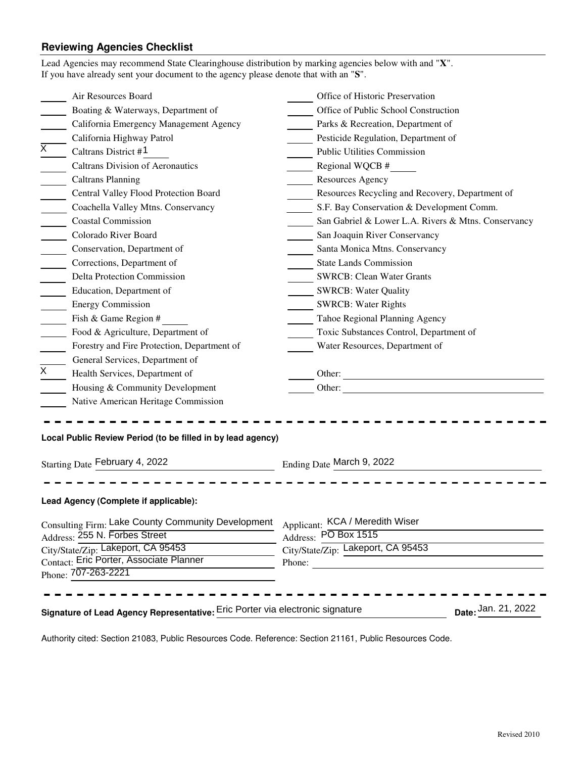## Reviewing Agencies Checklist

Lead Agencies may recommend State Clearinghouse distribution by marking agencies below with and "**X**".
If you have already sent your document to the agency please denote that with an "**S**".

| | | | |
|---|---|---|---|
| ____ | Air Resources Board | ____ | Office of Historic Preservation |
| ____ | Boating & Waterways, Department of | ____ | Office of Public School Construction |
| ____ | California Emergency Management Agency | ____ | Parks & Recreation, Department of |
| ____ | California Highway Patrol | ____ | Pesticide Regulation, Department of |
| X | Caltrans District # 1 | ____ | Public Utilities Commission |
| ____ | Caltrans Division of Aeronautics | ____ | Regional WQCB # ____ |
| ____ | Caltrans Planning | ____ | Resources Agency |
| ____ | Central Valley Flood Protection Board | ____ | Resources Recycling and Recovery, Department of |
| ____ | Coachella Valley Mtns. Conservancy | ____ | S.F. Bay Conservation & Development Comm. |
| ____ | Coastal Commission | ____ | San Gabriel & Lower L.A. Rivers & Mtns. Conservancy |
| ____ | Colorado River Board | ____ | San Joaquin River Conservancy |
| ____ | Conservation, Department of | ____ | Santa Monica Mtns. Conservancy |
| ____ | Corrections, Department of | ____ | State Lands Commission |
| ____ | Delta Protection Commission | ____ | SWRCB: Clean Water Grants |
| ____ | Education, Department of | ____ | SWRCB: Water Quality |
| ____ | Energy Commission | ____ | SWRCB: Water Rights |
| ____ | Fish & Game Region # ____ | ____ | Tahoe Regional Planning Agency |
| ____ | Food & Agriculture, Department of | ____ | Toxic Substances Control, Department of |
| ____ | Forestry and Fire Protection, Department of | ____ | Water Resources, Department of |
| ____ | General Services, Department of | | |
| X | Health Services, Department of | ____ | Other: ____ |
| ____ | Housing & Community Development | ____ | Other: ____ |
| ____ | Native American Heritage Commission | | |

---

**Local Public Review Period (to be filled in by lead agency)**

Starting Date February 4, 2022 Ending Date March 9, 2022

---

**Lead Agency (Complete if applicable):**

| | |
|---|---|
| Consulting Firm: Lake County Community Development | Applicant: KCA / Meredith Wiser |
| Address: 255 N. Forbes Street | Address: PO Box 1515 |
| City/State/Zip: Lakeport, CA 95453 | City/State/Zip: Lakeport, CA 95453 |
| Contact: Eric Porter, Associate Planner | Phone: |
| Phone: 707-263-2221 | |

---

**Signature of Lead Agency Representative:** Eric Porter via electronic signature **Date:** Jan. 21, 2022

Authority cited: Section 21083, Public Resources Code. Reference: Section 21161, Public Resources Code.

Revised 2010